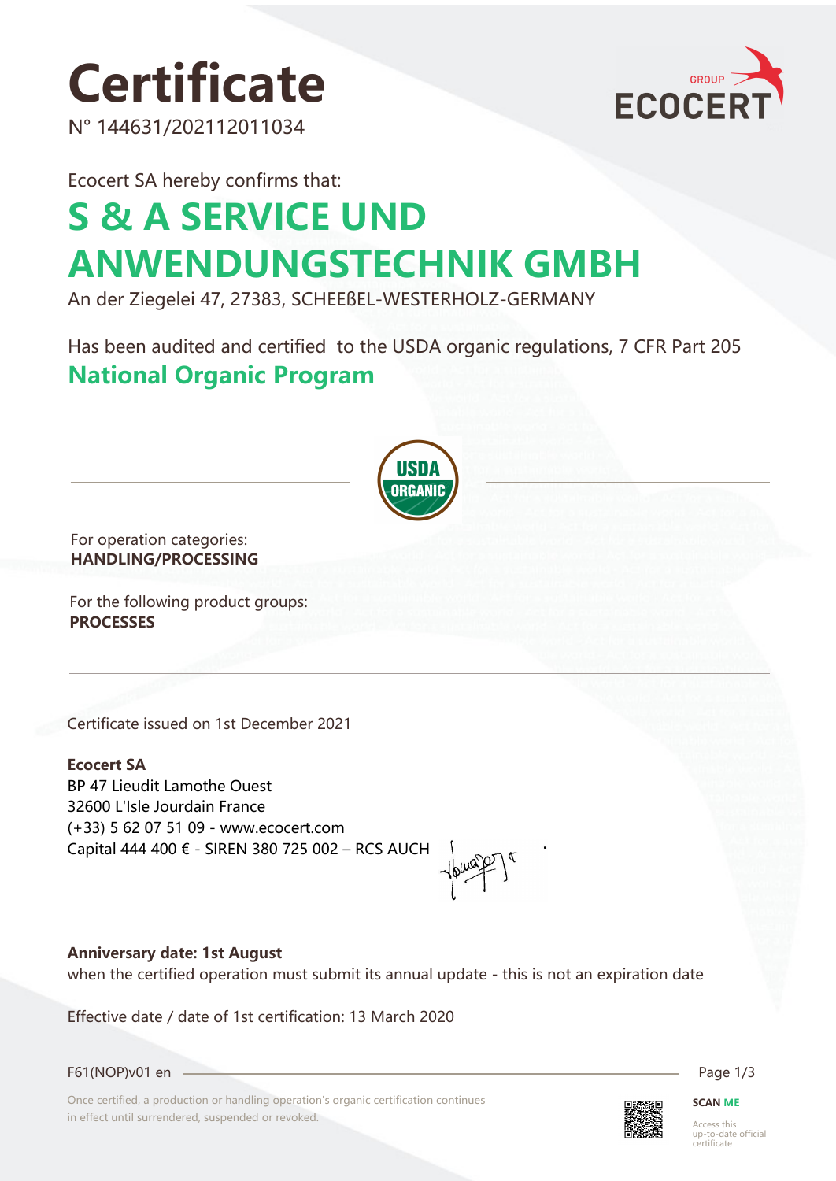# Certificate

N° 144631/202112011034

Ecocert SA hereby confirms that:

## S & A SERVICE UND ANWENDUNGSTECHNIK GMBH

An der Ziegelei 47, 27383, SCHEEßEL-WESTERHOLZ-GERMANY

Has been audited and certified to the USDA organic regulations, 7 CFR Part 205

**National Organic Program**

For operation categories:
**HANDLING/PROCESSING**

For the following product groups:
**PROCESSES**

Certificate issued on 1st December 2021

**Ecocert SA**
BP 47 Lieudit Lamothe Ouest
32600 L'Isle Jourdain France
(+33) 5 62 07 51 09 - www.ecocert.com
Capital 444 400 € - SIREN 380 725 002 – RCS AUCH

**Anniversary date: 1st August**
when the certified operation must submit its annual update - this is not an expiration date

Effective date / date of 1st certification: 13 March 2020

F61(NOP)v01 en

Once certified, a production or handling operation's organic certification continues in effect until surrendered, suspended or revoked.

**SCAN ME**
Access this up-to-date official certificate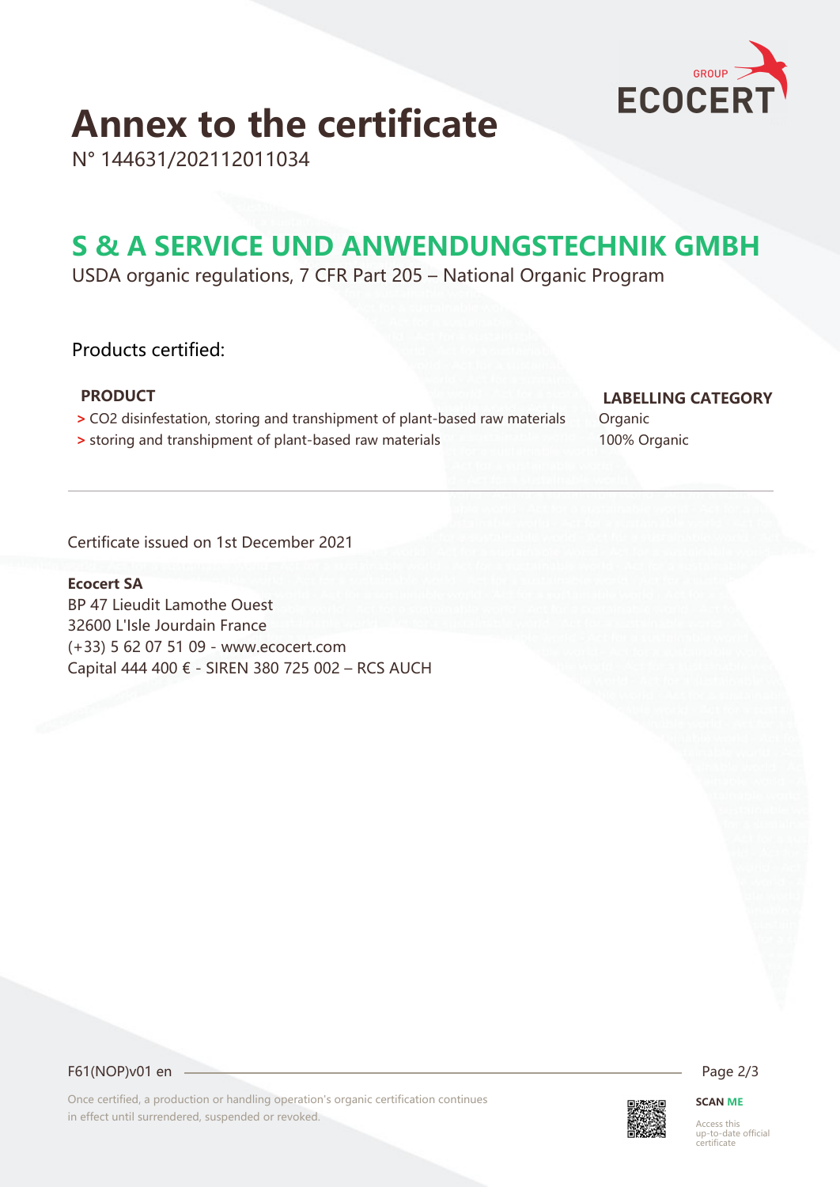# Annex to the certificate

N° 144631/202112011034

## S & A SERVICE UND ANWENDUNGSTECHNIK GMBH

USDA organic regulations, 7 CFR Part 205 – National Organic Program

Products certified:

| PRODUCT | LABELLING CATEGORY |
| --- | --- |
| > $CO_2$ disinfestation, storing and transhipment of plant-based raw materials | Organic |
| > storing and transhipment of plant-based raw materials | 100% Organic |

Certificate issued on 1st December 2021

**Ecocert SA**
BP 47 Lieudit Lamothe Ouest
32600 L'Isle Jourdain France
(+33) 5 62 07 51 09 - www.ecocert.com
Capital 444 400 € - SIREN 380 725 002 – RCS AUCH

F61(NOP)v01 en

Once certified, a production or handling operation's organic certification continues in effect until surrendered, suspended or revoked.

**SCAN ME**
Access this up-to-date official certificate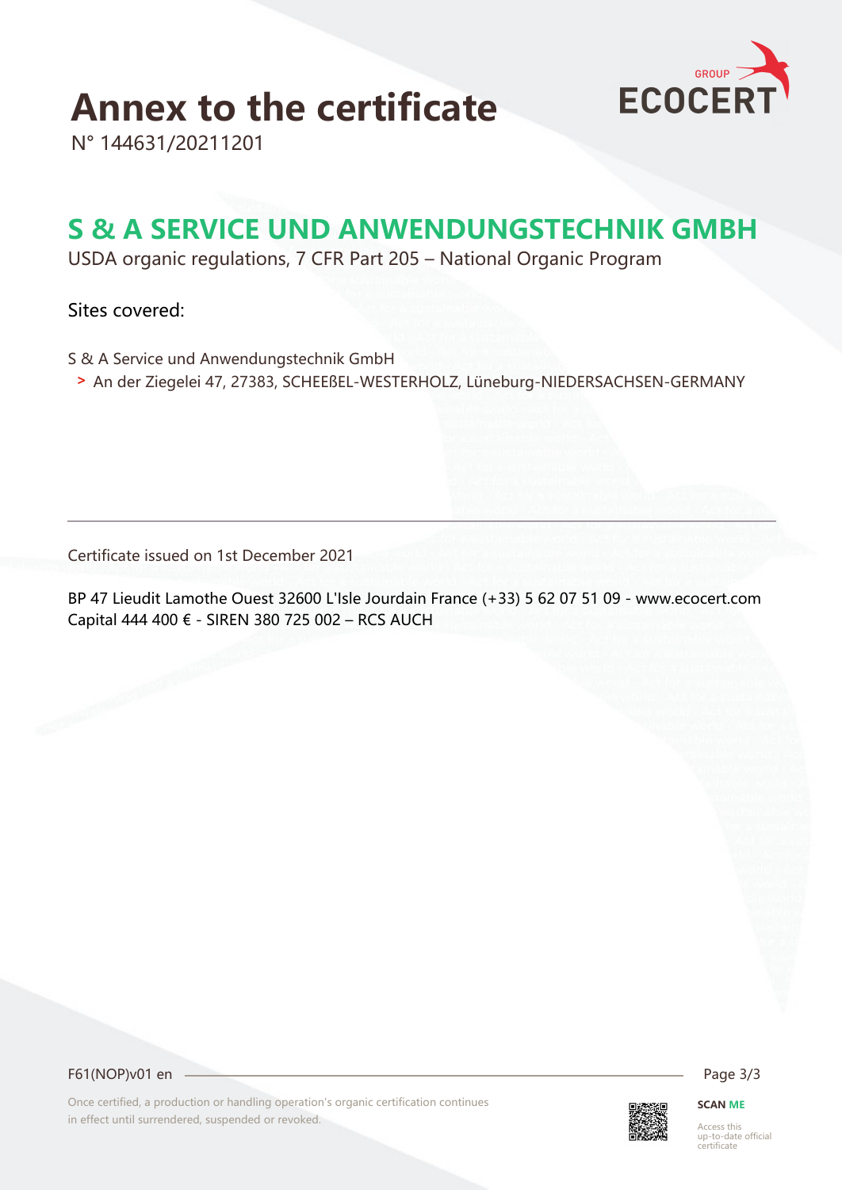# Annex to the certificate

N° 144631/20211201

## S & A SERVICE UND ANWENDUNGSTECHNIK GMBH

USDA organic regulations, 7 CFR Part 205 – National Organic Program

Sites covered:

S & A Service und Anwendungstechnik GmbH

> An der Ziegelei 47, 27383, SCHEEßEL-WESTERHOLZ, Lüneburg-NIEDERSACHSEN-GERMANY

---

Certificate issued on 1st December 2021

BP 47 Lieudit Lamothe Ouest 32600 L'Isle Jourdain France (+33) 5 62 07 51 09 - www.ecocert.com
Capital 444 400 € - SIREN 380 725 002 – RCS AUCH

F61(NOP)v01 en

Once certified, a production or handling operation's organic certification continues in effect until surrendered, suspended or revoked.

SCAN ME

Access this up-to-date official certificate